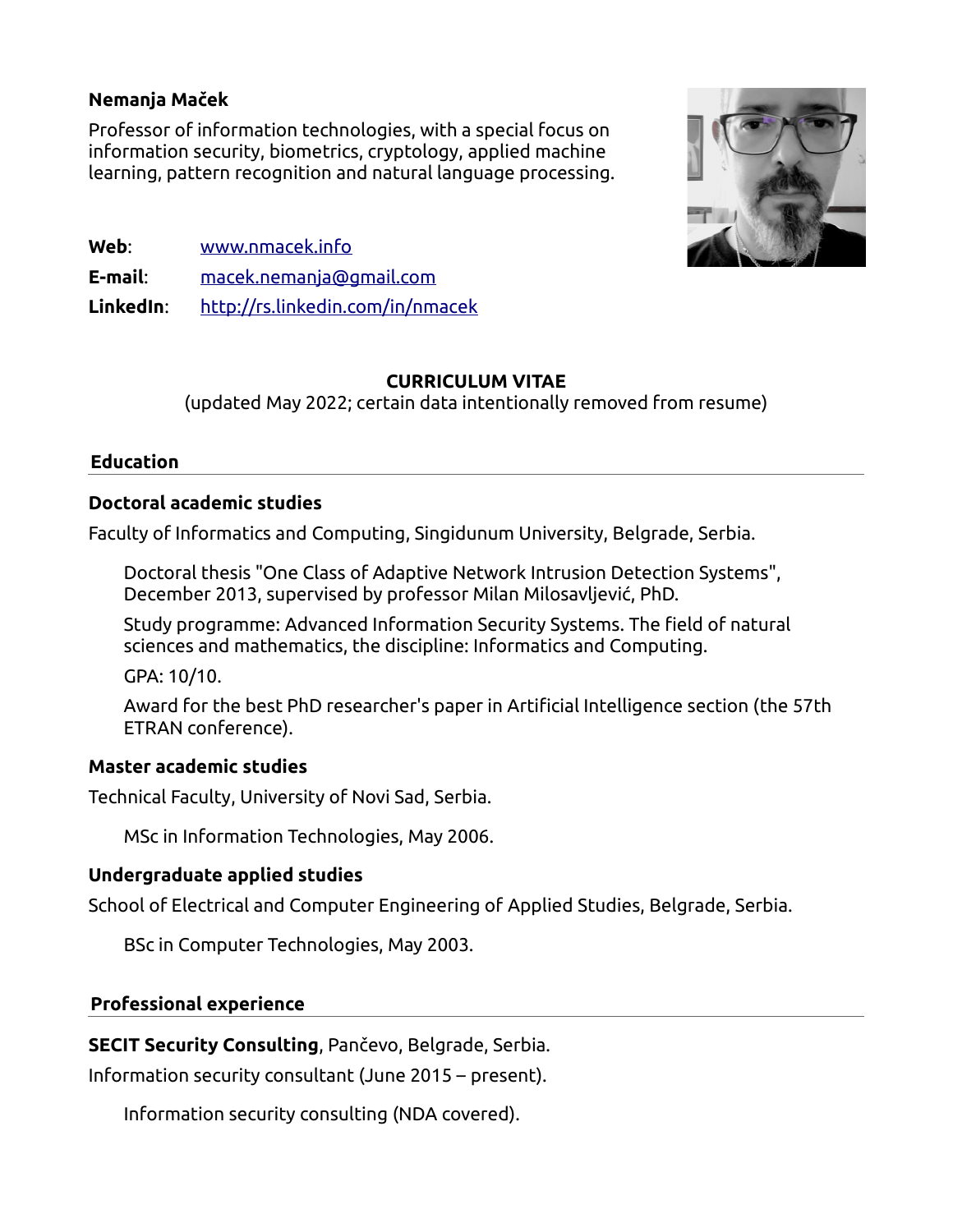**Nemanja Maček**

Professor of information technologies, with a special focus on information security, biometrics, cryptology, applied machine learning, pattern recognition and natural language processing.

**Web**: [www.nmacek.info](http://www.nmacek.info)

**E-mail**: [macek.nemanja@gmail.com](mailto:macek.nemanja@gmail.com)

**LinkedIn**: [http://rs.linkedin.com/in/nmacek](http://rs.linkedin.com/in/nmacek)

# CURRICULUM VITAE

(updated May 2022; certain data intentionally removed from resume)

## Education

### Doctoral academic studies

Faculty of Informatics and Computing, Singidunum University, Belgrade, Serbia.

Doctoral thesis "One Class of Adaptive Network Intrusion Detection Systems", December 2013, supervised by professor Milan Milosavljević, PhD.

Study programme: Advanced Information Security Systems. The field of natural sciences and mathematics, the discipline: Informatics and Computing.

GPA: 10/10.

Award for the best PhD researcher's paper in Artificial Intelligence section (the 57th ETRAN conference).

### Master academic studies

Technical Faculty, University of Novi Sad, Serbia.

MSc in Information Technologies, May 2006.

### Undergraduate applied studies

School of Electrical and Computer Engineering of Applied Studies, Belgrade, Serbia.

BSc in Computer Technologies, May 2003.

## Professional experience

**SECIT Security Consulting**, Pančevo, Belgrade, Serbia.

Information security consultant (June 2015 – present).

Information security consulting (NDA covered).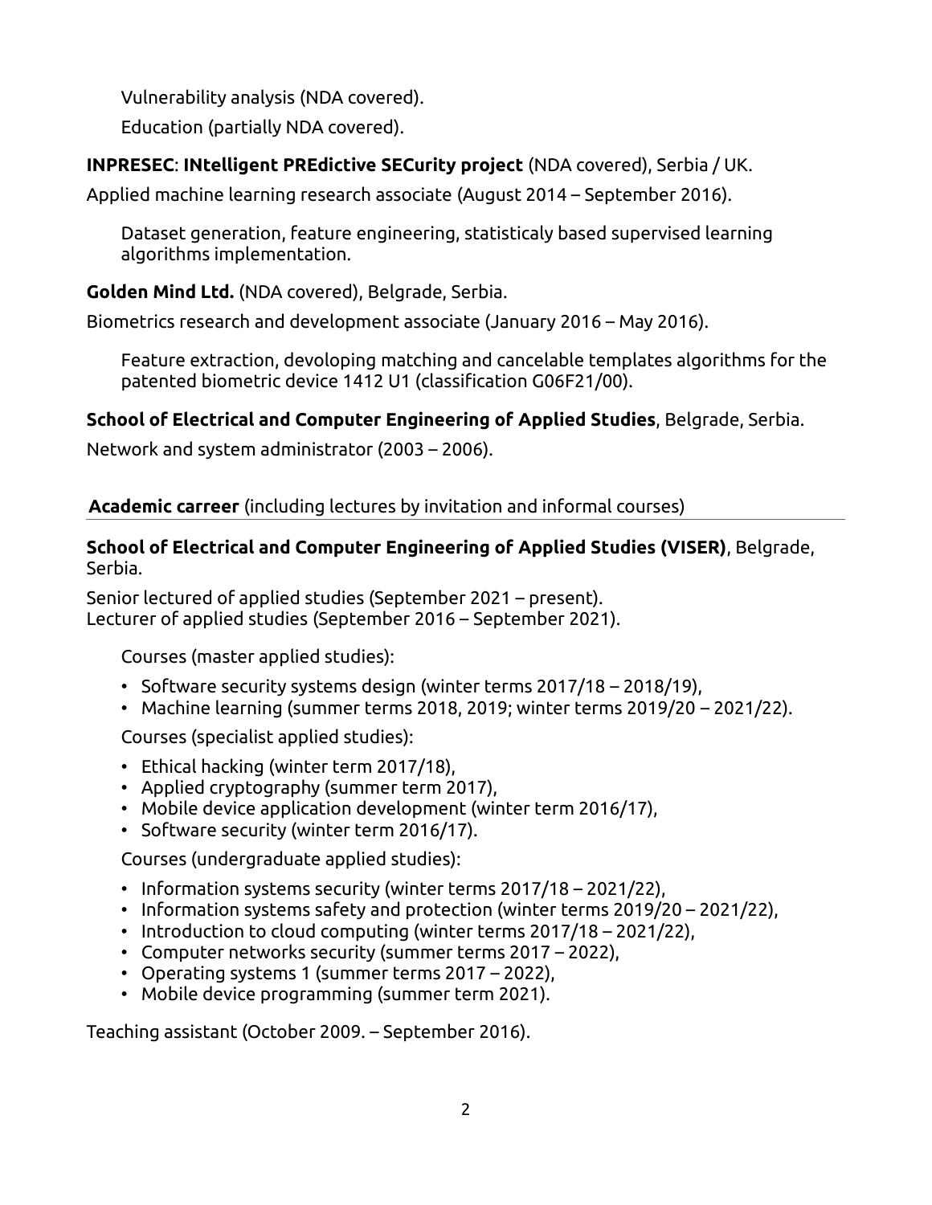Vulnerability analysis (NDA covered).

Education (partially NDA covered).

**INPRESEC**: **INtelligent PREdictive SECurity project** (NDA covered), Serbia / UK.

Applied machine learning research associate (August 2014 – September 2016).

Dataset generation, feature engineering, statisticaly based supervised learning algorithms implementation.

**Golden Mind Ltd.** (NDA covered), Belgrade, Serbia.

Biometrics research and development associate (January 2016 – May 2016).

Feature extraction, devoloping matching and cancelable templates algorithms for the patented biometric device 1412 U1 (classification G06F21/00).

**School of Electrical and Computer Engineering of Applied Studies**, Belgrade, Serbia.

Network and system administrator (2003 – 2006).

## **Academic carreer** (including lectures by invitation and informal courses)

**School of Electrical and Computer Engineering of Applied Studies (VISER)**, Belgrade, Serbia.

Senior lectured of applied studies (September 2021 – present).
Lecturer of applied studies (September 2016 – September 2021).

Courses (master applied studies):

- Software security systems design (winter terms 2017/18 – 2018/19),
- Machine learning (summer terms 2018, 2019; winter terms 2019/20 – 2021/22).

Courses (specialist applied studies):

- Ethical hacking (winter term 2017/18),
- Applied cryptography (summer term 2017),
- Mobile device application development (winter term 2016/17),
- Software security (winter term 2016/17).

Courses (undergraduate applied studies):

- Information systems security (winter terms 2017/18 – 2021/22),
- Information systems safety and protection (winter terms 2019/20 – 2021/22),
- Introduction to cloud computing (winter terms 2017/18 – 2021/22),
- Computer networks security (summer terms 2017 – 2022),
- Operating systems 1 (summer terms 2017 – 2022),
- Mobile device programming (summer term 2021).

Teaching assistant (October 2009. – September 2016).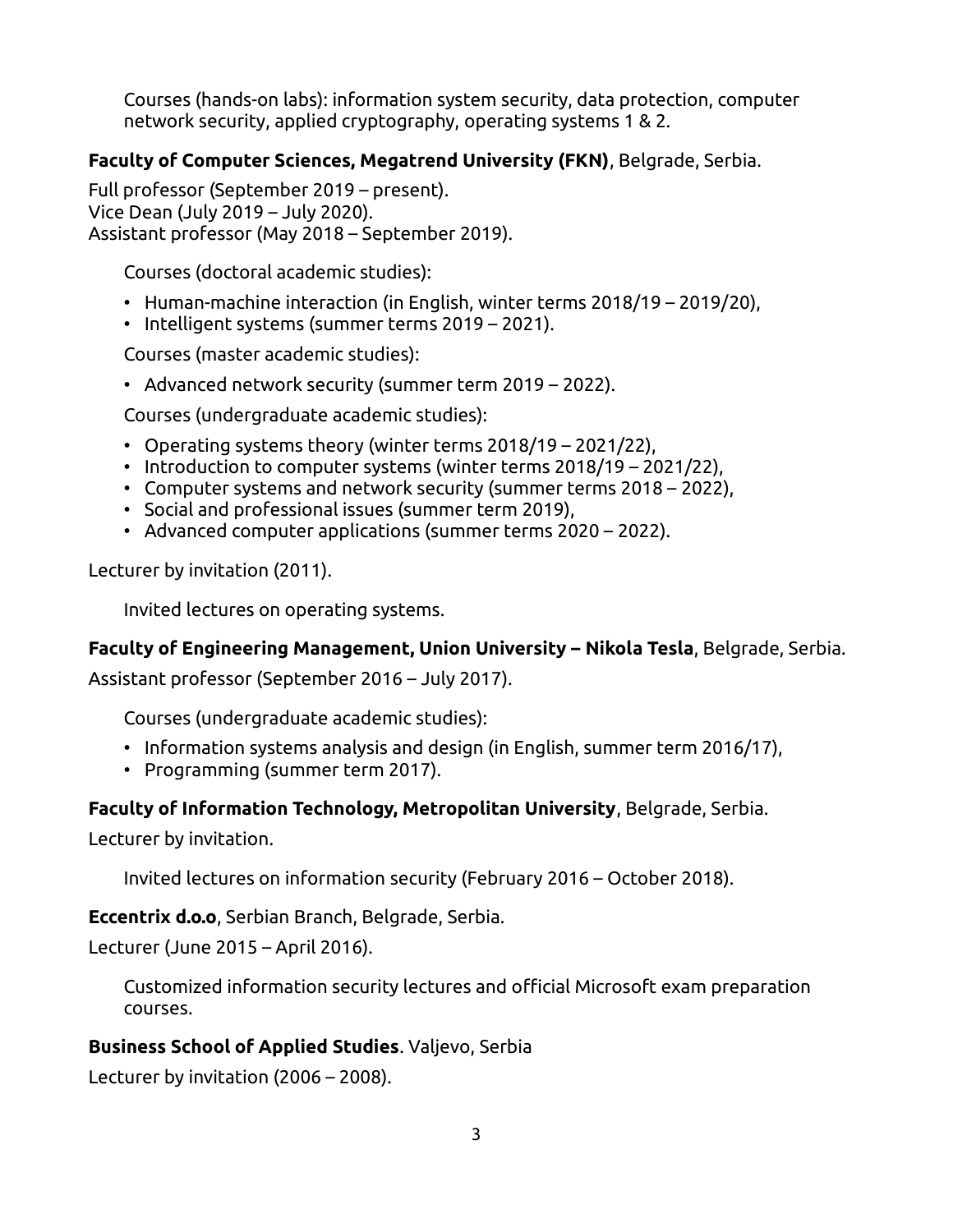Courses (hands-on labs): information system security, data protection, computer network security, applied cryptography, operating systems 1 & 2.

**Faculty of Computer Sciences, Megatrend University (FKN)**, Belgrade, Serbia.

Full professor (September 2019 – present).
Vice Dean (July 2019 – July 2020).
Assistant professor (May 2018 – September 2019).

Courses (doctoral academic studies):

- Human-machine interaction (in English, winter terms 2018/19 – 2019/20),
- Intelligent systems (summer terms 2019 – 2021).

Courses (master academic studies):

- Advanced network security (summer term 2019 – 2022).

Courses (undergraduate academic studies):

- Operating systems theory (winter terms 2018/19 – 2021/22),
- Introduction to computer systems (winter terms 2018/19 – 2021/22),
- Computer systems and network security (summer terms 2018 – 2022),
- Social and professional issues (summer term 2019),
- Advanced computer applications (summer terms 2020 – 2022).

Lecturer by invitation (2011).

Invited lectures on operating systems.

**Faculty of Engineering Management, Union University – Nikola Tesla**, Belgrade, Serbia.

Assistant professor (September 2016 – July 2017).

Courses (undergraduate academic studies):

- Information systems analysis and design (in English, summer term 2016/17),
- Programming (summer term 2017).

**Faculty of Information Technology, Metropolitan University**, Belgrade, Serbia.

Lecturer by invitation.

Invited lectures on information security (February 2016 – October 2018).

**Eccentrix d.o.o**, Serbian Branch, Belgrade, Serbia.

Lecturer (June 2015 – April 2016).

Customized information security lectures and official Microsoft exam preparation courses.

**Business School of Applied Studies**. Valjevo, Serbia

Lecturer by invitation (2006 – 2008).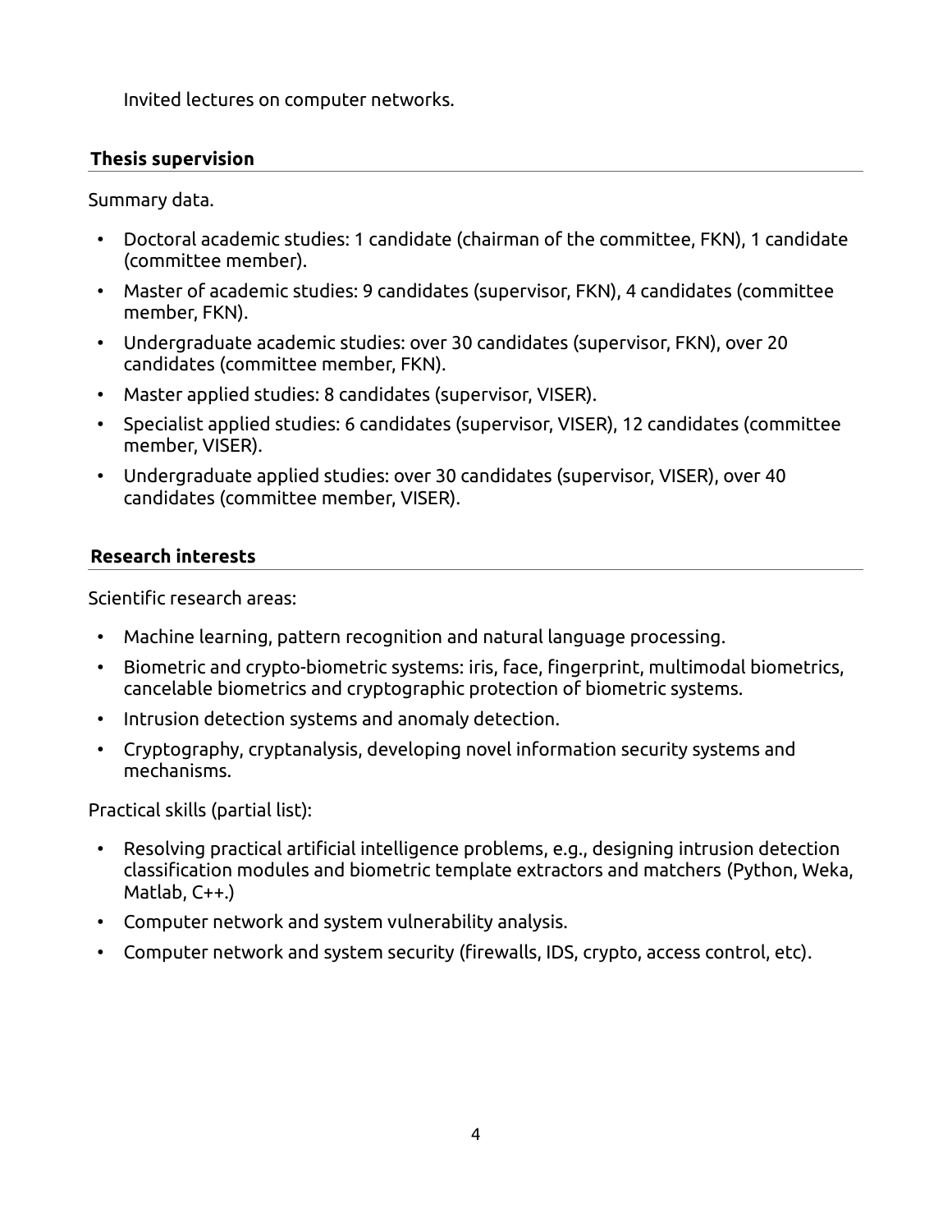Invited lectures on computer networks.

## Thesis supervision

Summary data.

- Doctoral academic studies: 1 candidate (chairman of the committee, FKN), 1 candidate (committee member).
- Master of academic studies: 9 candidates (supervisor, FKN), 4 candidates (committee member, FKN).
- Undergraduate academic studies: over 30 candidates (supervisor, FKN), over 20 candidates (committee member, FKN).
- Master applied studies: 8 candidates (supervisor, VISER).
- Specialist applied studies: 6 candidates (supervisor, VISER), 12 candidates (committee member, VISER).
- Undergraduate applied studies: over 30 candidates (supervisor, VISER), over 40 candidates (committee member, VISER).

## Research interests

Scientific research areas:

- Machine learning, pattern recognition and natural language processing.
- Biometric and crypto-biometric systems: iris, face, fingerprint, multimodal biometrics, cancelable biometrics and cryptographic protection of biometric systems.
- Intrusion detection systems and anomaly detection.
- Cryptography, cryptanalysis, developing novel information security systems and mechanisms.

Practical skills (partial list):

- Resolving practical artificial intelligence problems, e.g., designing intrusion detection classification modules and biometric template extractors and matchers (Python, Weka, Matlab, C++.)
- Computer network and system vulnerability analysis.
- Computer network and system security (firewalls, IDS, crypto, access control, etc).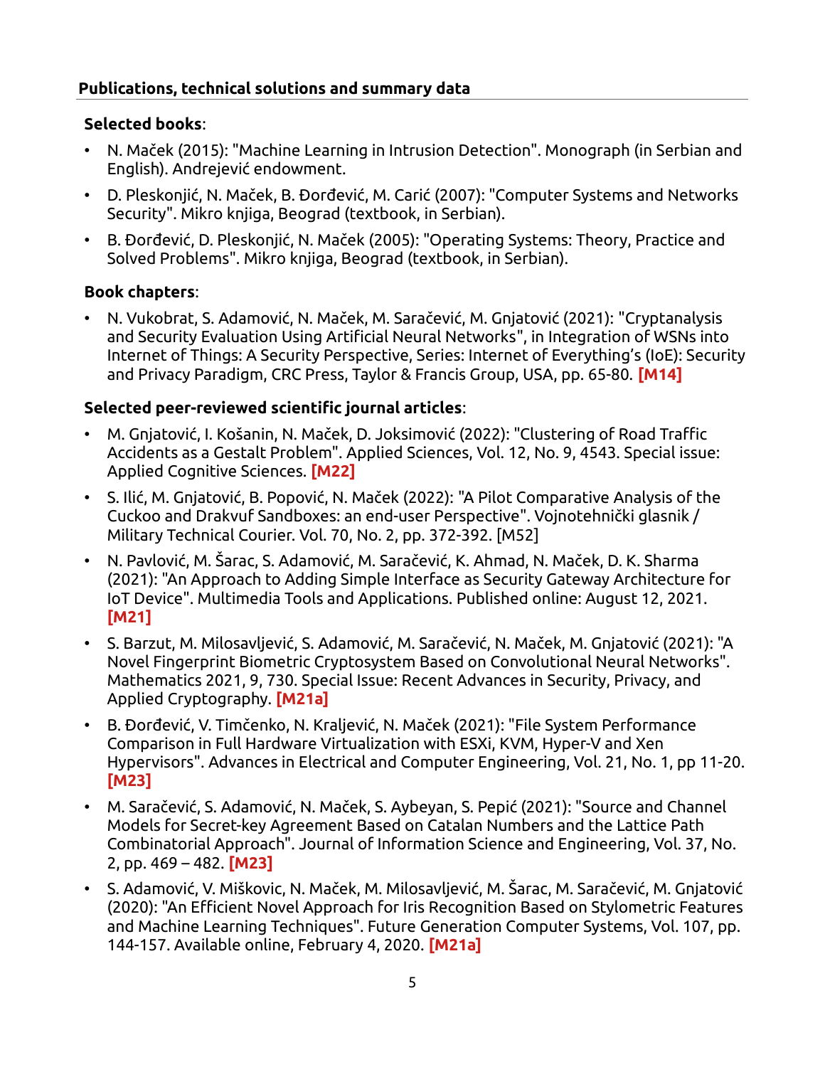## Publications, technical solutions and summary data

### Selected books:

- N. Maček (2015): "Machine Learning in Intrusion Detection". Monograph (in Serbian and English). Andrejević endowment.
- D. Pleskonjić, N. Maček, B. Đorđević, M. Carić (2007): "Computer Systems and Networks Security". Mikro knjiga, Beograd (textbook, in Serbian).
- B. Đorđević, D. Pleskonjić, N. Maček (2005): "Operating Systems: Theory, Practice and Solved Problems". Mikro knjiga, Beograd (textbook, in Serbian).

### Book chapters:

- N. Vukobrat, S. Adamović, N. Maček, M. Saračević, M. Gnjatović (2021): "Cryptanalysis and Security Evaluation Using Artificial Neural Networks", in Integration of WSNs into Internet of Things: A Security Perspective, Series: Internet of Everything's (IoE): Security and Privacy Paradigm, CRC Press, Taylor & Francis Group, USA, pp. 65-80. **[M14]**

### Selected peer-reviewed scientific journal articles:

- M. Gnjatović, I. Košanin, N. Maček, D. Joksimović (2022): "Clustering of Road Traffic Accidents as a Gestalt Problem". Applied Sciences, Vol. 12, No. 9, 4543. Special issue: Applied Cognitive Sciences. **[M22]**
- S. Ilić, M. Gnjatović, B. Popović, N. Maček (2022): "A Pilot Comparative Analysis of the Cuckoo and Drakvuf Sandboxes: an end-user Perspective". Vojnotehnički glasnik / Military Technical Courier. Vol. 70, No. 2, pp. 372-392. [M52]
- N. Pavlović, M. Šarac, S. Adamović, M. Saračević, K. Ahmad, N. Maček, D. K. Sharma (2021): "An Approach to Adding Simple Interface as Security Gateway Architecture for IoT Device". Multimedia Tools and Applications. Published online: August 12, 2021. **[M21]**
- S. Barzut, M. Milosavljević, S. Adamović, M. Saračević, N. Maček, M. Gnjatović (2021): "A Novel Fingerprint Biometric Cryptosystem Based on Convolutional Neural Networks". Mathematics 2021, 9, 730. Special Issue: Recent Advances in Security, Privacy, and Applied Cryptography. **[M21a]**
- B. Đorđević, V. Timčenko, N. Kraljević, N. Maček (2021): "File System Performance Comparison in Full Hardware Virtualization with ESXi, KVM, Hyper-V and Xen Hypervisors". Advances in Electrical and Computer Engineering, Vol. 21, No. 1, pp 11-20. **[M23]**
- M. Saračević, S. Adamović, N. Maček, S. Aybeyan, S. Pepić (2021): "Source and Channel Models for Secret-key Agreement Based on Catalan Numbers and the Lattice Path Combinatorial Approach". Journal of Information Science and Engineering, Vol. 37, No. 2, pp. 469 – 482. **[M23]**
- S. Adamović, V. Miškovic, N. Maček, M. Milosavljević, M. Šarac, M. Saračević, M. Gnjatović (2020): "An Efficient Novel Approach for Iris Recognition Based on Stylometric Features and Machine Learning Techniques". Future Generation Computer Systems, Vol. 107, pp. 144-157. Available online, February 4, 2020. **[M21a]**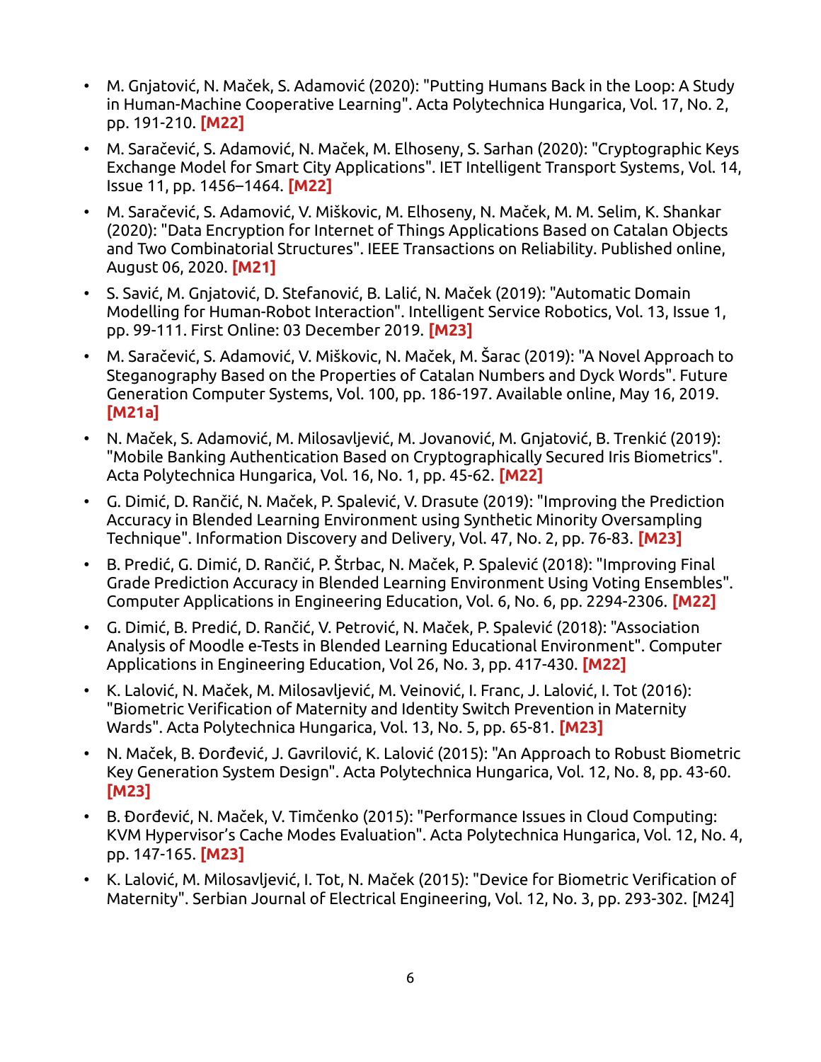- M. Gnjatović, N. Maček, S. Adamović (2020): "Putting Humans Back in the Loop: A Study in Human-Machine Cooperative Learning". Acta Polytechnica Hungarica, Vol. 17, No. 2, pp. 191-210. **[M22]**
- M. Saračević, S. Adamović, N. Maček, M. Elhoseny, S. Sarhan (2020): "Cryptographic Keys Exchange Model for Smart City Applications". IET Intelligent Transport Systems, Vol. 14, Issue 11, pp. 1456–1464. **[M22]**
- M. Saračević, S. Adamović, V. Miškovic, M. Elhoseny, N. Maček, M. M. Selim, K. Shankar (2020): "Data Encryption for Internet of Things Applications Based on Catalan Objects and Two Combinatorial Structures". IEEE Transactions on Reliability. Published online, August 06, 2020. **[M21]**
- S. Savić, M. Gnjatović, D. Stefanović, B. Lalić, N. Maček (2019): "Automatic Domain Modelling for Human-Robot Interaction". Intelligent Service Robotics, Vol. 13, Issue 1, pp. 99-111. First Online: 03 December 2019. **[M23]**
- M. Saračević, S. Adamović, V. Miškovic, N. Maček, M. Šarac (2019): "A Novel Approach to Steganography Based on the Properties of Catalan Numbers and Dyck Words". Future Generation Computer Systems, Vol. 100, pp. 186-197. Available online, May 16, 2019. **[M21a]**
- N. Maček, S. Adamović, M. Milosavljević, M. Jovanović, M. Gnjatović, B. Trenkić (2019): "Mobile Banking Authentication Based on Cryptographically Secured Iris Biometrics". Acta Polytechnica Hungarica, Vol. 16, No. 1, pp. 45-62. **[M22]**
- G. Dimić, D. Rančić, N. Maček, P. Spalević, V. Drasute (2019): "Improving the Prediction Accuracy in Blended Learning Environment using Synthetic Minority Oversampling Technique". Information Discovery and Delivery, Vol. 47, No. 2, pp. 76-83. **[M23]**
- B. Predić, G. Dimić, D. Rančić, P. Štrbac, N. Maček, P. Spalević (2018): "Improving Final Grade Prediction Accuracy in Blended Learning Environment Using Voting Ensembles". Computer Applications in Engineering Education, Vol. 6, No. 6, pp. 2294-2306. **[M22]**
- G. Dimić, B. Predić, D. Rančić, V. Petrović, N. Maček, P. Spalević (2018): "Association Analysis of Moodle e-Tests in Blended Learning Educational Environment". Computer Applications in Engineering Education, Vol 26, No. 3, pp. 417-430. **[M22]**
- K. Lalović, N. Maček, M. Milosavljević, M. Veinović, I. Franc, J. Lalović, I. Tot (2016): "Biometric Verification of Maternity and Identity Switch Prevention in Maternity Wards". Acta Polytechnica Hungarica, Vol. 13, No. 5, pp. 65-81. **[M23]**
- N. Maček, B. Đorđević, J. Gavrilović, K. Lalović (2015): "An Approach to Robust Biometric Key Generation System Design". Acta Polytechnica Hungarica, Vol. 12, No. 8, pp. 43-60. **[M23]**
- B. Đorđević, N. Maček, V. Timčenko (2015): "Performance Issues in Cloud Computing: KVM Hypervisor's Cache Modes Evaluation". Acta Polytechnica Hungarica, Vol. 12, No. 4, pp. 147-165. **[M23]**
- K. Lalović, M. Milosavljević, I. Tot, N. Maček (2015): "Device for Biometric Verification of Maternity". Serbian Journal of Electrical Engineering, Vol. 12, No. 3, pp. 293-302. [M24]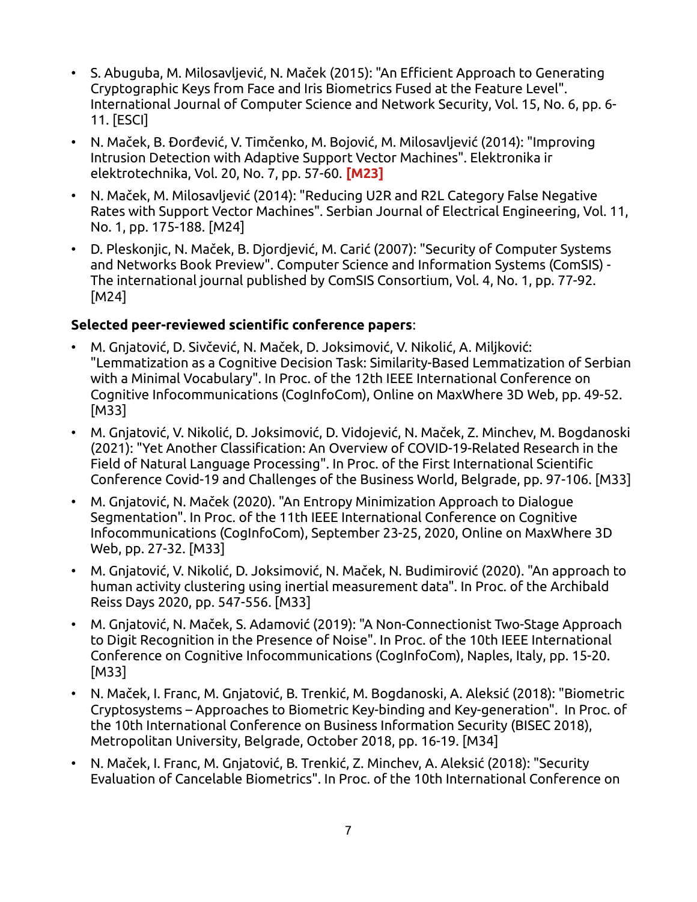- S. Abuguba, M. Milosavljević, N. Maček (2015): "An Efficient Approach to Generating Cryptographic Keys from Face and Iris Biometrics Fused at the Feature Level". International Journal of Computer Science and Network Security, Vol. 15, No. 6, pp. 6-11. [ESCI]
- N. Maček, B. Đorđević, V. Timčenko, M. Bojović, M. Milosavljević (2014): "Improving Intrusion Detection with Adaptive Support Vector Machines". Elektronika ir elektrotechnika, Vol. 20, No. 7, pp. 57-60. **[M23]**
- N. Maček, M. Milosavljević (2014): "Reducing U2R and R2L Category False Negative Rates with Support Vector Machines". Serbian Journal of Electrical Engineering, Vol. 11, No. 1, pp. 175-188. [M24]
- D. Pleskonjic, N. Maček, B. Djordjević, M. Carić (2007): "Security of Computer Systems and Networks Book Preview". Computer Science and Information Systems (ComSIS) - The international journal published by ComSIS Consortium, Vol. 4, No. 1, pp. 77-92. [M24]

**Selected peer-reviewed scientific conference papers**:

- M. Gnjatović, D. Sivčević, N. Maček, D. Joksimović, V. Nikolić, A. Miljković: "Lemmatization as a Cognitive Decision Task: Similarity-Based Lemmatization of Serbian with a Minimal Vocabulary". In Proc. of the 12th IEEE International Conference on Cognitive Infocommunications (CogInfoCom), Online on MaxWhere 3D Web, pp. 49-52. [M33]
- M. Gnjatović, V. Nikolić, D. Joksimović, D. Vidojević, N. Maček, Z. Minchev, M. Bogdanoski (2021): "Yet Another Classification: An Overview of COVID-19-Related Research in the Field of Natural Language Processing". In Proc. of the First International Scientific Conference Covid-19 and Challenges of the Business World, Belgrade, pp. 97-106. [M33]
- M. Gnjatović, N. Maček (2020). "An Entropy Minimization Approach to Dialogue Segmentation". In Proc. of the 11th IEEE International Conference on Cognitive Infocommunications (CogInfoCom), September 23-25, 2020, Online on MaxWhere 3D Web, pp. 27-32. [M33]
- M. Gnjatović, V. Nikolić, D. Joksimović, N. Maček, N. Budimirović (2020). "An approach to human activity clustering using inertial measurement data". In Proc. of the Archibald Reiss Days 2020, pp. 547-556. [M33]
- M. Gnjatović, N. Maček, S. Adamović (2019): "A Non-Connectionist Two-Stage Approach to Digit Recognition in the Presence of Noise". In Proc. of the 10th IEEE International Conference on Cognitive Infocommunications (CogInfoCom), Naples, Italy, pp. 15-20. [M33]
- N. Maček, I. Franc, M. Gnjatović, B. Trenkić, M. Bogdanoski, A. Aleksić (2018): "Biometric Cryptosystems – Approaches to Biometric Key-binding and Key-generation". In Proc. of the 10th International Conference on Business Information Security (BISEC 2018), Metropolitan University, Belgrade, October 2018, pp. 16-19. [M34]
- N. Maček, I. Franc, M. Gnjatović, B. Trenkić, Z. Minchev, A. Aleksić (2018): "Security Evaluation of Cancelable Biometrics". In Proc. of the 10th International Conference on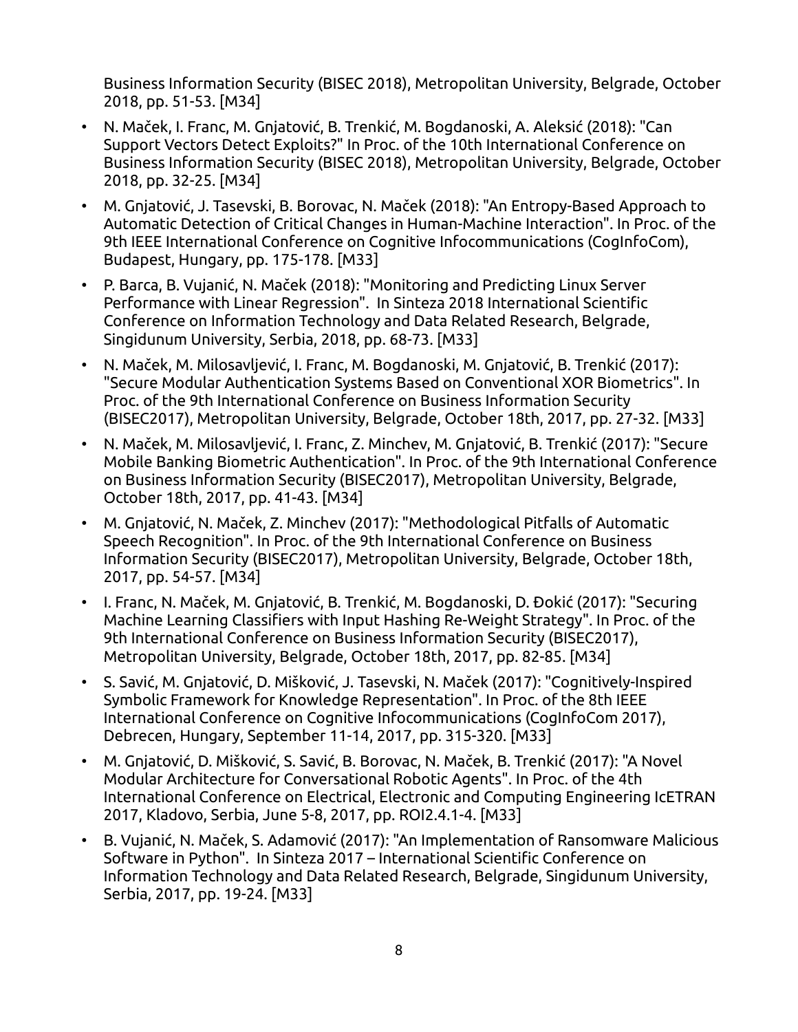Business Information Security (BISEC 2018), Metropolitan University, Belgrade, October 2018, pp. 51-53. [M34]

- N. Maček, I. Franc, M. Gnjatović, B. Trenkić, M. Bogdanoski, A. Aleksić (2018): "Can Support Vectors Detect Exploits?" In Proc. of the 10th International Conference on Business Information Security (BISEC 2018), Metropolitan University, Belgrade, October 2018, pp. 32-25. [M34]
- M. Gnjatović, J. Tasevski, B. Borovac, N. Maček (2018): "An Entropy-Based Approach to Automatic Detection of Critical Changes in Human-Machine Interaction". In Proc. of the 9th IEEE International Conference on Cognitive Infocommunications (CogInfoCom), Budapest, Hungary, pp. 175-178. [M33]
- P. Barca, B. Vujanić, N. Maček (2018): "Monitoring and Predicting Linux Server Performance with Linear Regression". In Sinteza 2018 International Scientific Conference on Information Technology and Data Related Research, Belgrade, Singidunum University, Serbia, 2018, pp. 68-73. [M33]
- N. Maček, M. Milosavljević, I. Franc, M. Bogdanoski, M. Gnjatović, B. Trenkić (2017): "Secure Modular Authentication Systems Based on Conventional XOR Biometrics". In Proc. of the 9th International Conference on Business Information Security (BISEC2017), Metropolitan University, Belgrade, October 18th, 2017, pp. 27-32. [M33]
- N. Maček, M. Milosavljević, I. Franc, Z. Minchev, M. Gnjatović, B. Trenkić (2017): "Secure Mobile Banking Biometric Authentication". In Proc. of the 9th International Conference on Business Information Security (BISEC2017), Metropolitan University, Belgrade, October 18th, 2017, pp. 41-43. [M34]
- M. Gnjatović, N. Maček, Z. Minchev (2017): "Methodological Pitfalls of Automatic Speech Recognition". In Proc. of the 9th International Conference on Business Information Security (BISEC2017), Metropolitan University, Belgrade, October 18th, 2017, pp. 54-57. [M34]
- I. Franc, N. Maček, M. Gnjatović, B. Trenkić, M. Bogdanoski, D. Đokić (2017): "Securing Machine Learning Classifiers with Input Hashing Re-Weight Strategy". In Proc. of the 9th International Conference on Business Information Security (BISEC2017), Metropolitan University, Belgrade, October 18th, 2017, pp. 82-85. [M34]
- S. Savić, M. Gnjatović, D. Mišković, J. Tasevski, N. Maček (2017): "Cognitively-Inspired Symbolic Framework for Knowledge Representation". In Proc. of the 8th IEEE International Conference on Cognitive Infocommunications (CogInfoCom 2017), Debrecen, Hungary, September 11-14, 2017, pp. 315-320. [M33]
- M. Gnjatović, D. Mišković, S. Savić, B. Borovac, N. Maček, B. Trenkić (2017): "A Novel Modular Architecture for Conversational Robotic Agents". In Proc. of the 4th International Conference on Electrical, Electronic and Computing Engineering IcETRAN 2017, Kladovo, Serbia, June 5-8, 2017, pp. ROI2.4.1-4. [M33]
- B. Vujanić, N. Maček, S. Adamović (2017): "An Implementation of Ransomware Malicious Software in Python". In Sinteza 2017 – International Scientific Conference on Information Technology and Data Related Research, Belgrade, Singidunum University, Serbia, 2017, pp. 19-24. [M33]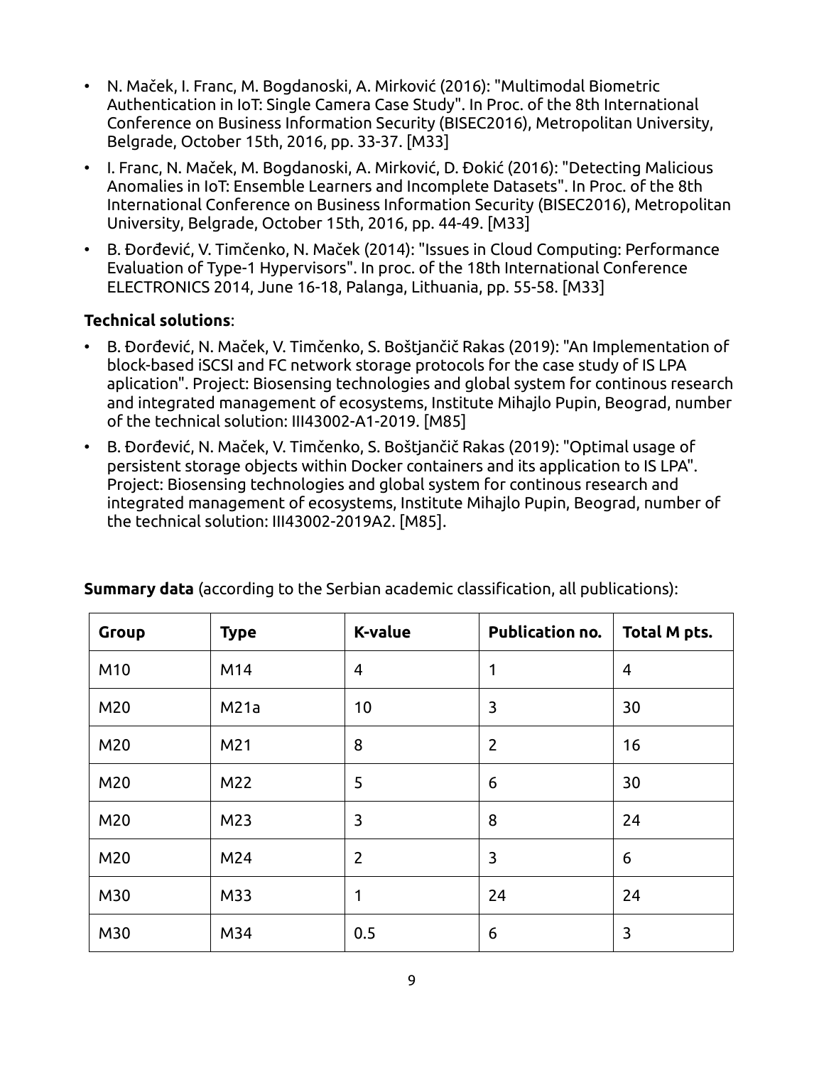- N. Maček, I. Franc, M. Bogdanoski, A. Mirković (2016): "Multimodal Biometric Authentication in IoT: Single Camera Case Study". In Proc. of the 8th International Conference on Business Information Security (BISEC2016), Metropolitan University, Belgrade, October 15th, 2016, pp. 33-37. [M33]
- I. Franc, N. Maček, M. Bogdanoski, A. Mirković, D. Đokić (2016): "Detecting Malicious Anomalies in IoT: Ensemble Learners and Incomplete Datasets". In Proc. of the 8th International Conference on Business Information Security (BISEC2016), Metropolitan University, Belgrade, October 15th, 2016, pp. 44-49. [M33]
- B. Đorđević, V. Timčenko, N. Maček (2014): "Issues in Cloud Computing: Performance Evaluation of Type-1 Hypervisors". In proc. of the 18th International Conference ELECTRONICS 2014, June 16-18, Palanga, Lithuania, pp. 55-58. [M33]

**Technical solutions**:

- B. Đorđević, N. Maček, V. Timčenko, S. Boštjančič Rakas (2019): "An Implementation of block-based iSCSI and FC network storage protocols for the case study of IS LPA aplication". Project: Biosensing technologies and global system for continous research and integrated management of ecosystems, Institute Mihajlo Pupin, Beograd, number of the technical solution: III43002-A1-2019. [M85]
- B. Đorđević, N. Maček, V. Timčenko, S. Boštjančič Rakas (2019): "Optimal usage of persistent storage objects within Docker containers and its application to IS LPA". Project: Biosensing technologies and global system for continous research and integrated management of ecosystems, Institute Mihajlo Pupin, Beograd, number of the technical solution: III43002-2019A2. [M85].

**Summary data** (according to the Serbian academic classification, all publications):

| Group | Type | K-value | Publication no. | Total M pts. |
|---|---|---|---|---|
| M10 | M14 | 4 | 1 | 4 |
| M20 | M21a | 10 | 3 | 30 |
| M20 | M21 | 8 | 2 | 16 |
| M20 | M22 | 5 | 6 | 30 |
| M20 | M23 | 3 | 8 | 24 |
| M20 | M24 | 2 | 3 | 6 |
| M30 | M33 | 1 | 24 | 24 |
| M30 | M34 | 0.5 | 6 | 3 |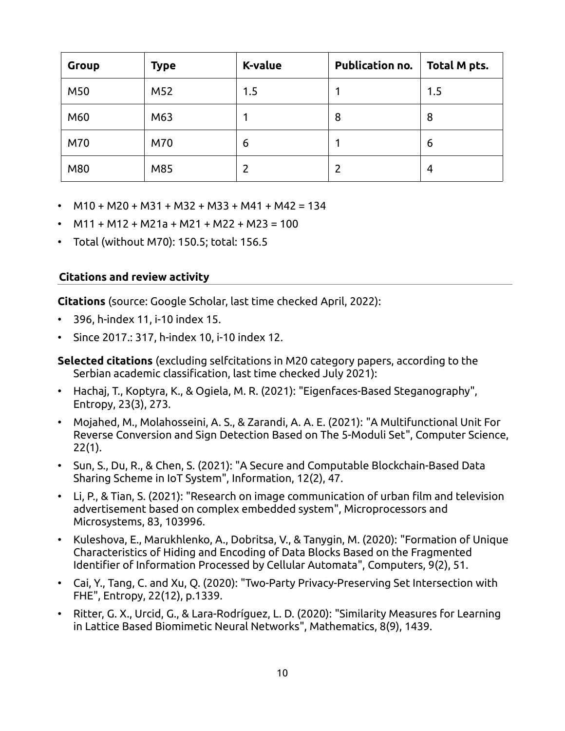| Group | Type | K-value | Publication no. | Total M pts. |
|---|---|---|---|---|
| M50 | M52 | 1.5 | 1 | 1.5 |
| M60 | M63 | 1 | 8 | 8 |
| M70 | M70 | 6 | 1 | 6 |
| M80 | M85 | 2 | 2 | 4 |

- M10 + M20 + M31 + M32 + M33 + M41 + M42 = 134
- M11 + M12 + M21a + M21 + M22 + M23 = 100
- Total (without M70): 150.5; total: 156.5

## Citations and review activity

**Citations** (source: Google Scholar, last time checked April, 2022):

- 396, h-index 11, i-10 index 15.
- Since 2017.: 317, h-index 10, i-10 index 12.

**Selected citations** (excluding selfcitations in M20 category papers, according to the Serbian academic classification, last time checked July 2021):

- Hachaj, T., Koptyra, K., & Ogiela, M. R. (2021): "Eigenfaces-Based Steganography", Entropy, 23(3), 273.
- Mojahed, M., Molahosseini, A. S., & Zarandi, A. A. E. (2021): "A Multifunctional Unit For Reverse Conversion and Sign Detection Based on The 5-Moduli Set", Computer Science, 22(1).
- Sun, S., Du, R., & Chen, S. (2021): "A Secure and Computable Blockchain-Based Data Sharing Scheme in IoT System", Information, 12(2), 47.
- Li, P., & Tian, S. (2021): "Research on image communication of urban film and television advertisement based on complex embedded system", Microprocessors and Microsystems, 83, 103996.
- Kuleshova, E., Marukhlenko, A., Dobritsa, V., & Tanygin, M. (2020): "Formation of Unique Characteristics of Hiding and Encoding of Data Blocks Based on the Fragmented Identifier of Information Processed by Cellular Automata", Computers, 9(2), 51.
- Cai, Y., Tang, C. and Xu, Q. (2020): "Two-Party Privacy-Preserving Set Intersection with FHE", Entropy, 22(12), p.1339.
- Ritter, G. X., Urcid, G., & Lara-Rodríguez, L. D. (2020): "Similarity Measures for Learning in Lattice Based Biomimetic Neural Networks", Mathematics, 8(9), 1439.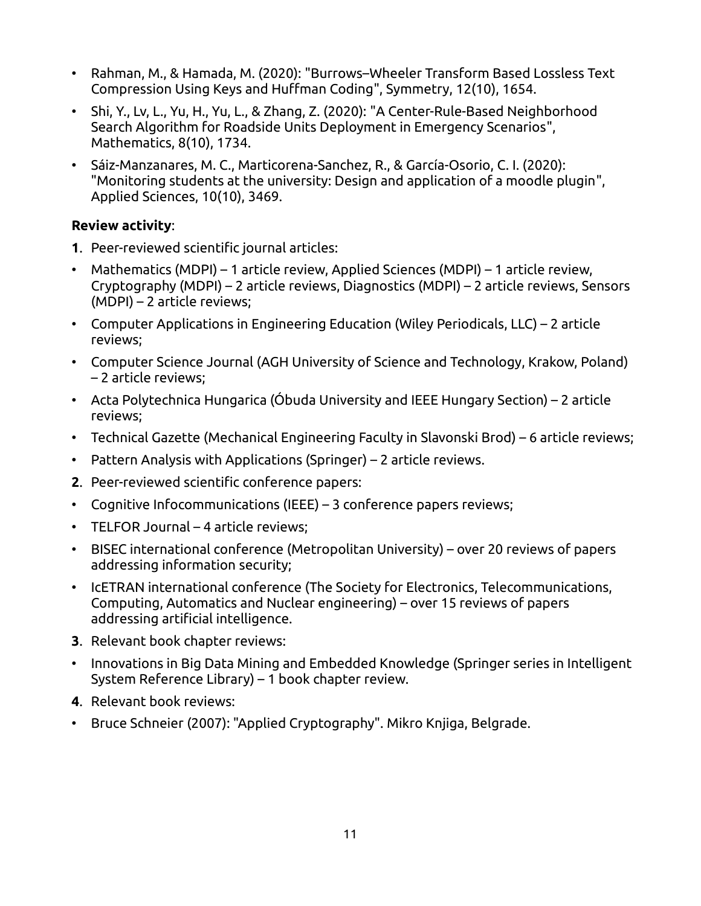- Rahman, M., & Hamada, M. (2020): "Burrows–Wheeler Transform Based Lossless Text Compression Using Keys and Huffman Coding", Symmetry, 12(10), 1654.
- Shi, Y., Lv, L., Yu, H., Yu, L., & Zhang, Z. (2020): "A Center-Rule-Based Neighborhood Search Algorithm for Roadside Units Deployment in Emergency Scenarios", Mathematics, 8(10), 1734.
- Sáiz-Manzanares, M. C., Marticorena-Sanchez, R., & García-Osorio, C. I. (2020): "Monitoring students at the university: Design and application of a moodle plugin", Applied Sciences, 10(10), 3469.

**Review activity**:

**1**. Peer-reviewed scientific journal articles:

- Mathematics (MDPI) – 1 article review, Applied Sciences (MDPI) – 1 article review, Cryptography (MDPI) – 2 article reviews, Diagnostics (MDPI) – 2 article reviews, Sensors (MDPI) – 2 article reviews;
- Computer Applications in Engineering Education (Wiley Periodicals, LLC) – 2 article reviews;
- Computer Science Journal (AGH University of Science and Technology, Krakow, Poland) – 2 article reviews;
- Acta Polytechnica Hungarica (Óbuda University and IEEE Hungary Section) – 2 article reviews;
- Technical Gazette (Mechanical Engineering Faculty in Slavonski Brod) – 6 article reviews;
- Pattern Analysis with Applications (Springer) – 2 article reviews.

**2**. Peer-reviewed scientific conference papers:

- Cognitive Infocommunications (IEEE) – 3 conference papers reviews;
- TELFOR Journal – 4 article reviews;
- BISEC international conference (Metropolitan University) – over 20 reviews of papers addressing information security;
- IcETRAN international conference (The Society for Electronics, Telecommunications, Computing, Automatics and Nuclear engineering) – over 15 reviews of papers addressing artificial intelligence.

**3**. Relevant book chapter reviews:

- Innovations in Big Data Mining and Embedded Knowledge (Springer series in Intelligent System Reference Library) – 1 book chapter review.

**4**. Relevant book reviews:

- Bruce Schneier (2007): "Applied Cryptography". Mikro Knjiga, Belgrade.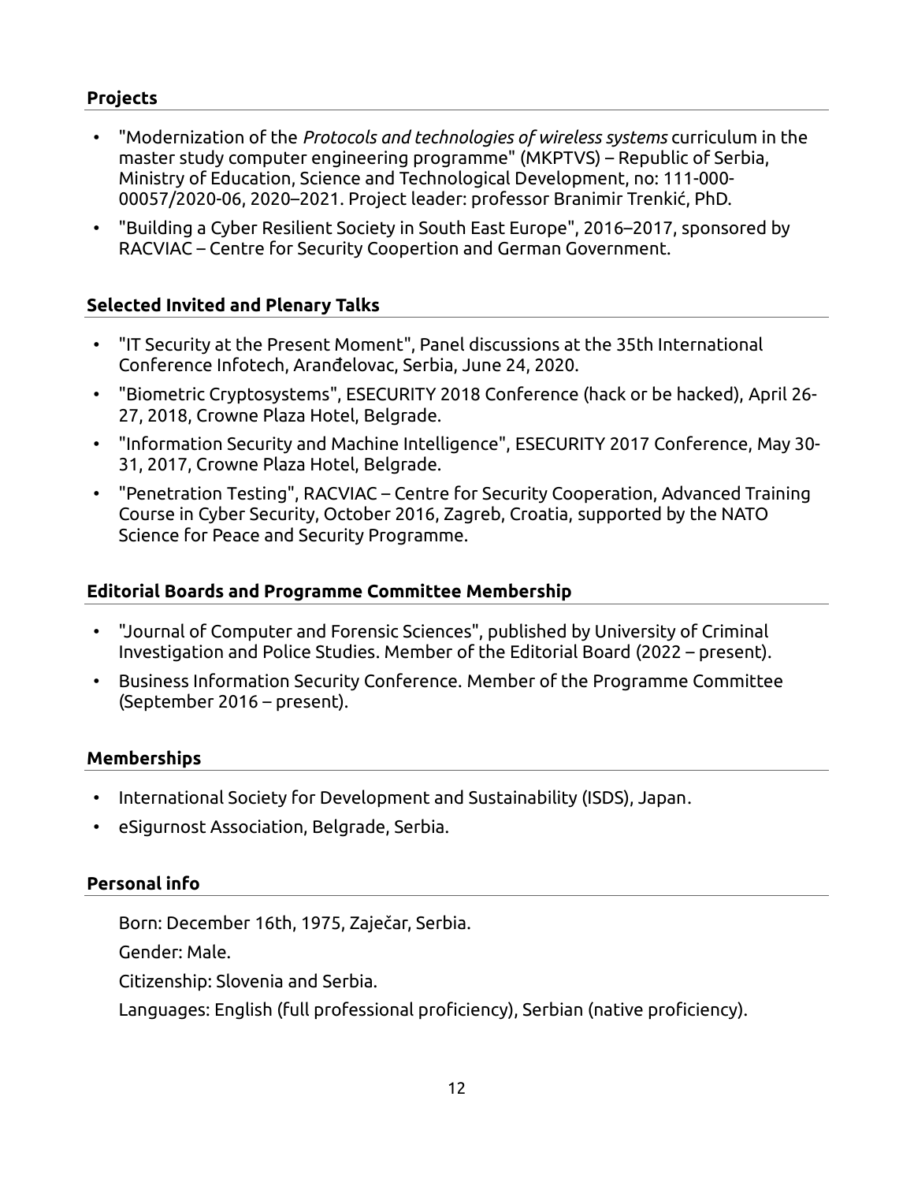## Projects

- "Modernization of the *Protocols and technologies of wireless systems* curriculum in the master study computer engineering programme" (MKPTVS) – Republic of Serbia, Ministry of Education, Science and Technological Development, no: 111-000-00057/2020-06, 2020–2021. Project leader: professor Branimir Trenkić, PhD.
- "Building a Cyber Resilient Society in South East Europe", 2016–2017, sponsored by RACVIAC – Centre for Security Coopertion and German Government.

## Selected Invited and Plenary Talks

- "IT Security at the Present Moment", Panel discussions at the 35th International Conference Infotech, Aranđelovac, Serbia, June 24, 2020.
- "Biometric Cryptosystems", ESECURITY 2018 Conference (hack or be hacked), April 26-27, 2018, Crowne Plaza Hotel, Belgrade.
- "Information Security and Machine Intelligence", ESECURITY 2017 Conference, May 30-31, 2017, Crowne Plaza Hotel, Belgrade.
- "Penetration Testing", RACVIAC – Centre for Security Cooperation, Advanced Training Course in Cyber Security, October 2016, Zagreb, Croatia, supported by the NATO Science for Peace and Security Programme.

## Editorial Boards and Programme Committee Membership

- "Journal of Computer and Forensic Sciences", published by University of Criminal Investigation and Police Studies. Member of the Editorial Board (2022 – present).
- Business Information Security Conference. Member of the Programme Committee (September 2016 – present).

## Memberships

- International Society for Development and Sustainability (ISDS), Japan.
- eSigurnost Association, Belgrade, Serbia.

## Personal info

Born: December 16th, 1975, Zaječar, Serbia.

Gender: Male.

Citizenship: Slovenia and Serbia.

Languages: English (full professional proficiency), Serbian (native proficiency).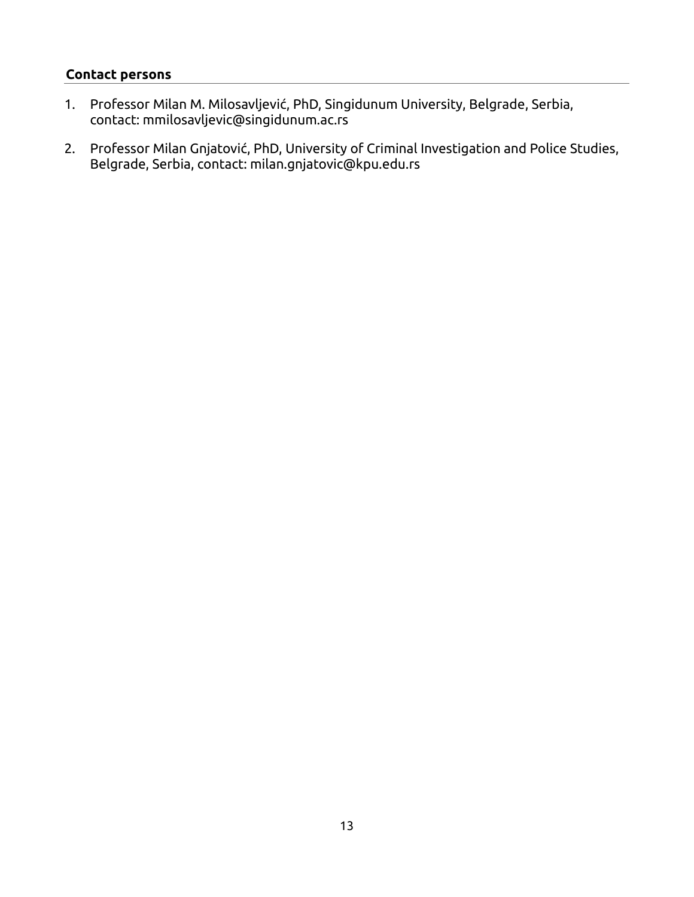## Contact persons

1. Professor Milan M. Milosavljević, PhD, Singidunum University, Belgrade, Serbia, contact: mmilosavljevic@singidunum.ac.rs
2. Professor Milan Gnjatović, PhD, University of Criminal Investigation and Police Studies, Belgrade, Serbia, contact: milan.gnjatovic@kpu.edu.rs